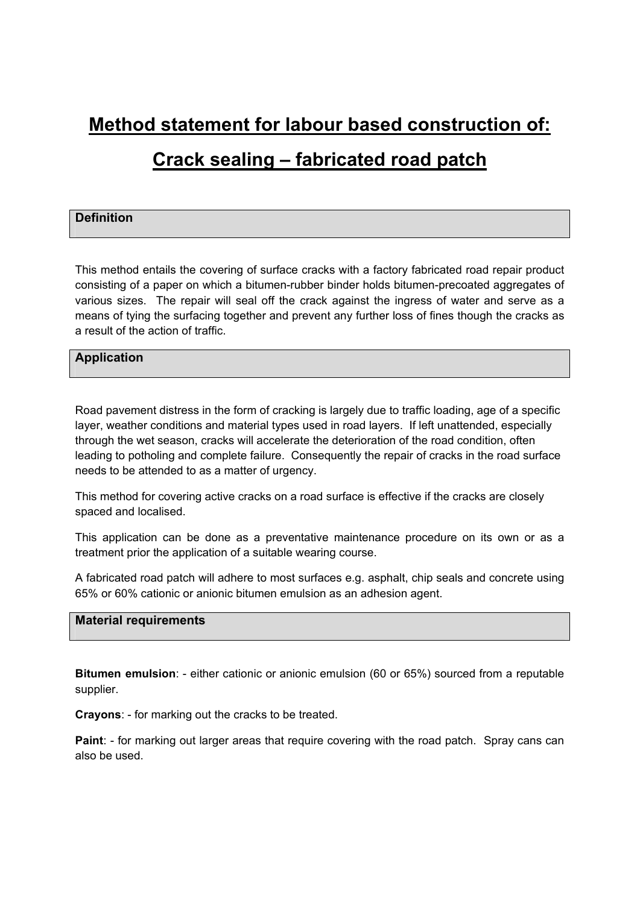# Method statement for labour based construction of: Crack sealing – fabricated road patch

## Definition

This method entails the covering of surface cracks with a factory fabricated road repair product consisting of a paper on which a bitumen-rubber binder holds bitumen-precoated aggregates of various sizes. The repair will seal off the crack against the ingress of water and serve as a means of tying the surfacing together and prevent any further loss of fines though the cracks as a result of the action of traffic.

## Application

Road pavement distress in the form of cracking is largely due to traffic loading, age of a specific layer, weather conditions and material types used in road layers. If left unattended, especially through the wet season, cracks will accelerate the deterioration of the road condition, often leading to potholing and complete failure. Consequently the repair of cracks in the road surface needs to be attended to as a matter of urgency.

This method for covering active cracks on a road surface is effective if the cracks are closely spaced and localised.

This application can be done as a preventative maintenance procedure on its own or as a treatment prior the application of a suitable wearing course.

A fabricated road patch will adhere to most surfaces e.g. asphalt, chip seals and concrete using 65% or 60% cationic or anionic bitumen emulsion as an adhesion agent.

## Material requirements

**Bitumen emulsion**: - either cationic or anionic emulsion (60 or 65%) sourced from a reputable supplier.

**Crayons**: - for marking out the cracks to be treated.

**Paint**: - for marking out larger areas that require covering with the road patch. Spray cans can also be used.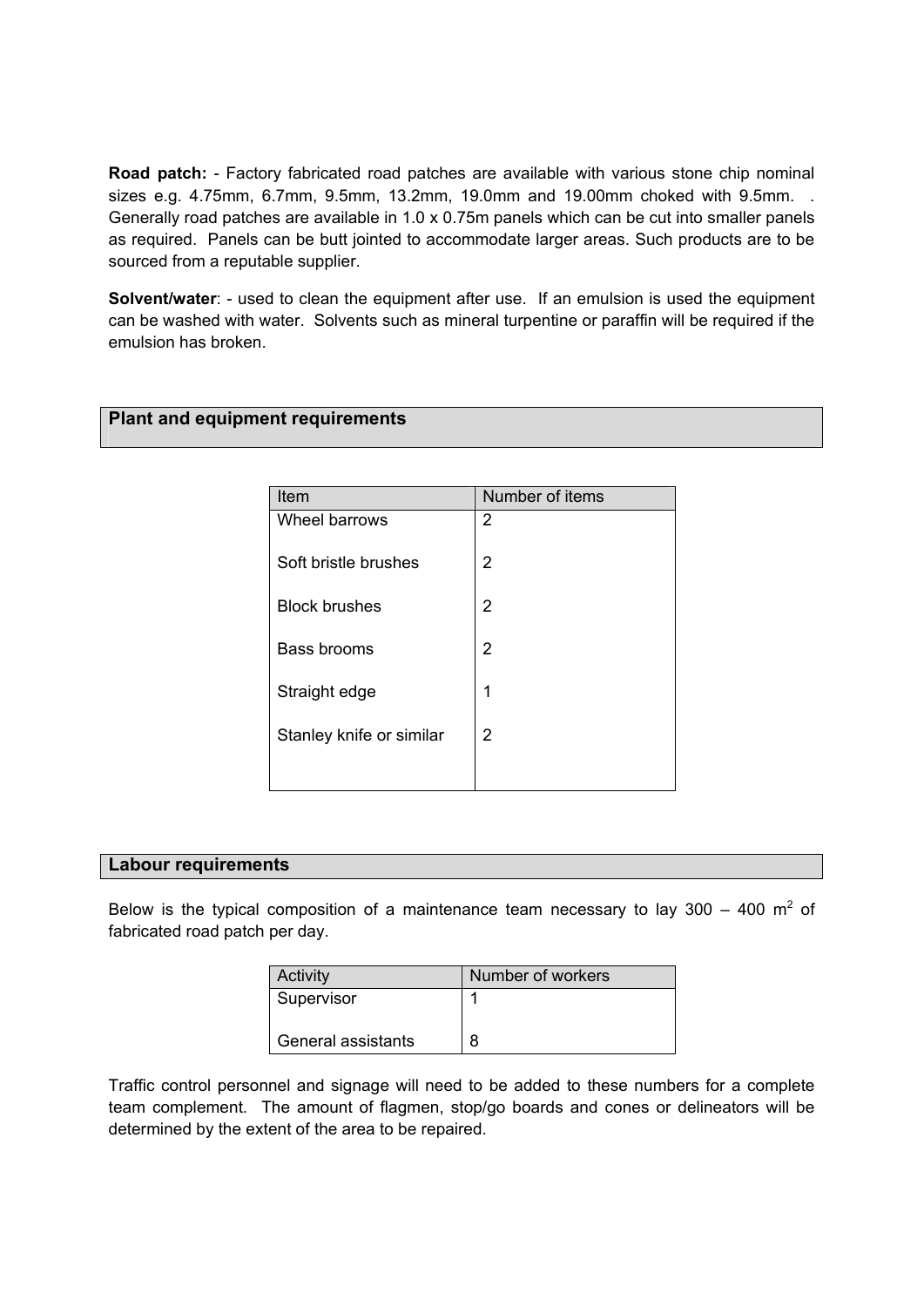**Road patch:** - Factory fabricated road patches are available with various stone chip nominal sizes e.g. 4.75mm, 6.7mm, 9.5mm, 13.2mm, 19.0mm and 19.00mm choked with 9.5mm. . Generally road patches are available in 1.0 x 0.75m panels which can be cut into smaller panels as required. Panels can be butt jointed to accommodate larger areas. Such products are to be sourced from a reputable supplier.

**Solvent/water**: - used to clean the equipment after use. If an emulsion is used the equipment can be washed with water. Solvents such as mineral turpentine or paraffin will be required if the emulsion has broken.

## Plant and equipment requirements

| Item | Number of items |
|---|---|
| Wheel barrows | 2 |
| Soft bristle brushes | 2 |
| Block brushes | 2 |
| Bass brooms | 2 |
| Straight edge | 1 |
| Stanley knife or similar | 2 |

## Labour requirements

Below is the typical composition of a maintenance team necessary to lay 300 – 400 $m^2$ of fabricated road patch per day.

| Activity | Number of workers |
|---|---|
| Supervisor | 1 |
| General assistants | 8 |

Traffic control personnel and signage will need to be added to these numbers for a complete team complement. The amount of flagmen, stop/go boards and cones or delineators will be determined by the extent of the area to be repaired.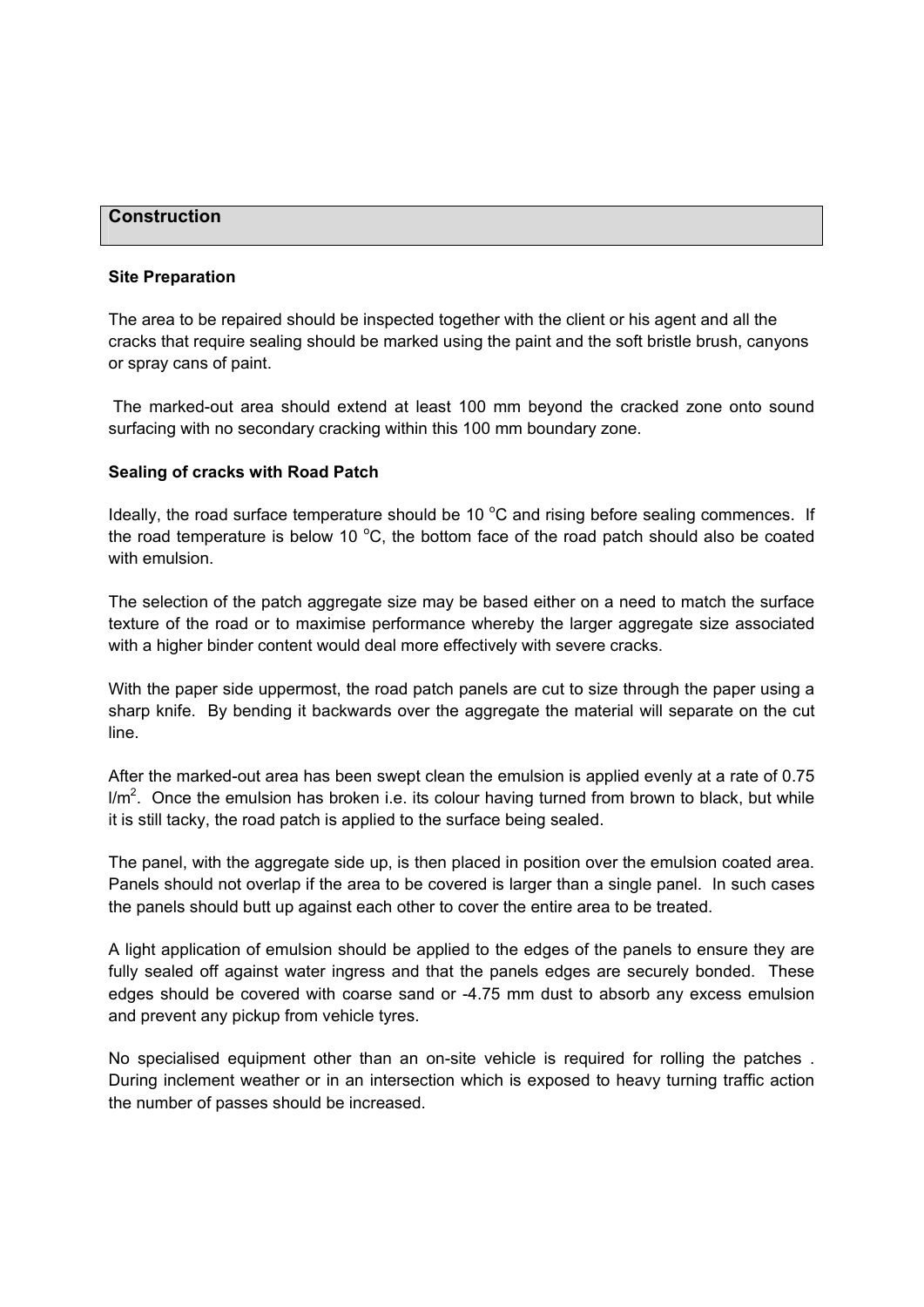## Construction

### Site Preparation

The area to be repaired should be inspected together with the client or his agent and all the cracks that require sealing should be marked using the paint and the soft bristle brush, canyons or spray cans of paint.

The marked-out area should extend at least 100 mm beyond the cracked zone onto sound surfacing with no secondary cracking within this 100 mm boundary zone.

### Sealing of cracks with Road Patch

Ideally, the road surface temperature should be 10 $^{o}$C and rising before sealing commences. If the road temperature is below 10 $^{o}$C, the bottom face of the road patch should also be coated with emulsion.

The selection of the patch aggregate size may be based either on a need to match the surface texture of the road or to maximise performance whereby the larger aggregate size associated with a higher binder content would deal more effectively with severe cracks.

With the paper side uppermost, the road patch panels are cut to size through the paper using a sharp knife. By bending it backwards over the aggregate the material will separate on the cut line.

After the marked-out area has been swept clean the emulsion is applied evenly at a rate of 0.75 l/m$^{2}$. Once the emulsion has broken i.e. its colour having turned from brown to black, but while it is still tacky, the road patch is applied to the surface being sealed.

The panel, with the aggregate side up, is then placed in position over the emulsion coated area. Panels should not overlap if the area to be covered is larger than a single panel. In such cases the panels should butt up against each other to cover the entire area to be treated.

A light application of emulsion should be applied to the edges of the panels to ensure they are fully sealed off against water ingress and that the panels edges are securely bonded. These edges should be covered with coarse sand or -4.75 mm dust to absorb any excess emulsion and prevent any pickup from vehicle tyres.

No specialised equipment other than an on-site vehicle is required for rolling the patches . During inclement weather or in an intersection which is exposed to heavy turning traffic action the number of passes should be increased.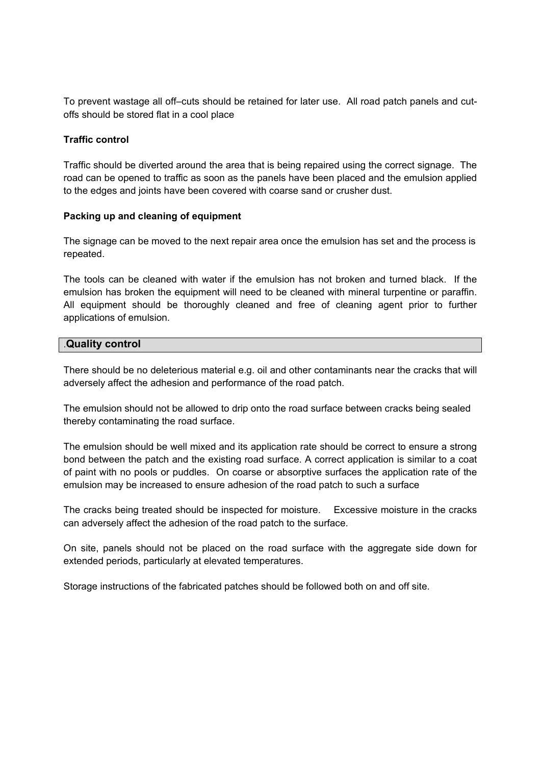To prevent wastage all off–cuts should be retained for later use. All road patch panels and cut-offs should be stored flat in a cool place

**Traffic control**

Traffic should be diverted around the area that is being repaired using the correct signage. The road can be opened to traffic as soon as the panels have been placed and the emulsion applied to the edges and joints have been covered with coarse sand or crusher dust.

**Packing up and cleaning of equipment**

The signage can be moved to the next repair area once the emulsion has set and the process is repeated.

The tools can be cleaned with water if the emulsion has not broken and turned black. If the emulsion has broken the equipment will need to be cleaned with mineral turpentine or paraffin. All equipment should be thoroughly cleaned and free of cleaning agent prior to further applications of emulsion.

## .Quality control

There should be no deleterious material e.g. oil and other contaminants near the cracks that will adversely affect the adhesion and performance of the road patch.

The emulsion should not be allowed to drip onto the road surface between cracks being sealed thereby contaminating the road surface.

The emulsion should be well mixed and its application rate should be correct to ensure a strong bond between the patch and the existing road surface. A correct application is similar to a coat of paint with no pools or puddles. On coarse or absorptive surfaces the application rate of the emulsion may be increased to ensure adhesion of the road patch to such a surface

The cracks being treated should be inspected for moisture. Excessive moisture in the cracks can adversely affect the adhesion of the road patch to the surface.

On site, panels should not be placed on the road surface with the aggregate side down for extended periods, particularly at elevated temperatures.

Storage instructions of the fabricated patches should be followed both on and off site.